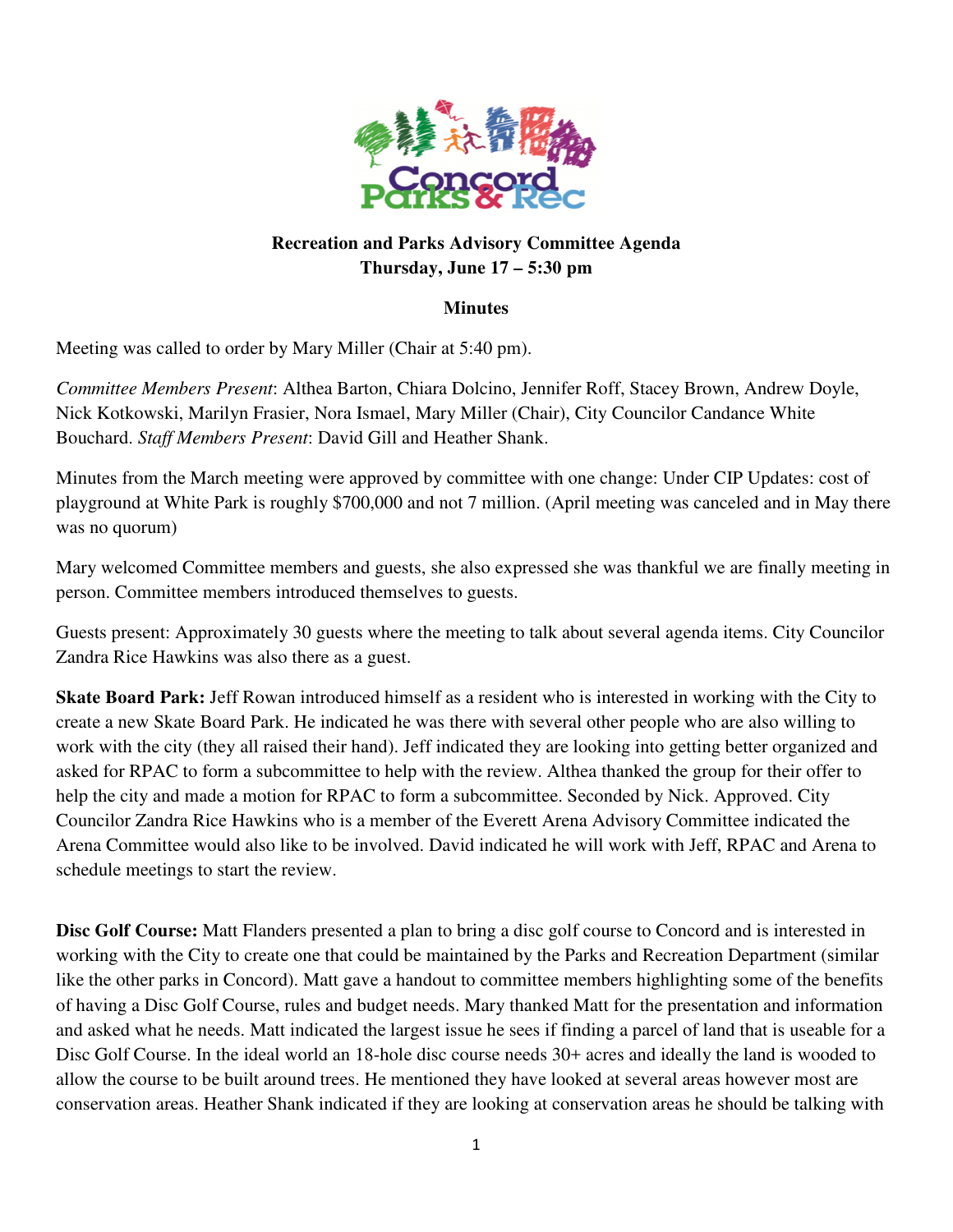**Recreation and Parks Advisory Committee Agenda**
**Thursday, June 17 – 5:30 pm**

**Minutes**

Meeting was called to order by Mary Miller (Chair at 5:40 pm).

*Committee Members Present*: Althea Barton, Chiara Dolcino, Jennifer Roff, Stacey Brown, Andrew Doyle, Nick Kotkowski, Marilyn Frasier, Nora Ismael, Mary Miller (Chair), City Councilor Candance White Bouchard. *Staff Members Present*: David Gill and Heather Shank.

Minutes from the March meeting were approved by committee with one change: Under CIP Updates: cost of playground at White Park is roughly $700,000 and not 7 million. (April meeting was canceled and in May there was no quorum)

Mary welcomed Committee members and guests, she also expressed she was thankful we are finally meeting in person. Committee members introduced themselves to guests.

Guests present: Approximately 30 guests where the meeting to talk about several agenda items. City Councilor Zandra Rice Hawkins was also there as a guest.

**Skate Board Park:** Jeff Rowan introduced himself as a resident who is interested in working with the City to create a new Skate Board Park. He indicated he was there with several other people who are also willing to work with the city (they all raised their hand). Jeff indicated they are looking into getting better organized and asked for RPAC to form a subcommittee to help with the review. Althea thanked the group for their offer to help the city and made a motion for RPAC to form a subcommittee. Seconded by Nick. Approved. City Councilor Zandra Rice Hawkins who is a member of the Everett Arena Advisory Committee indicated the Arena Committee would also like to be involved. David indicated he will work with Jeff, RPAC and Arena to schedule meetings to start the review.

**Disc Golf Course:** Matt Flanders presented a plan to bring a disc golf course to Concord and is interested in working with the City to create one that could be maintained by the Parks and Recreation Department (similar like the other parks in Concord). Matt gave a handout to committee members highlighting some of the benefits of having a Disc Golf Course, rules and budget needs. Mary thanked Matt for the presentation and information and asked what he needs. Matt indicated the largest issue he sees if finding a parcel of land that is useable for a Disc Golf Course. In the ideal world an 18-hole disc course needs 30+ acres and ideally the land is wooded to allow the course to be built around trees. He mentioned they have looked at several areas however most are conservation areas. Heather Shank indicated if they are looking at conservation areas he should be talking with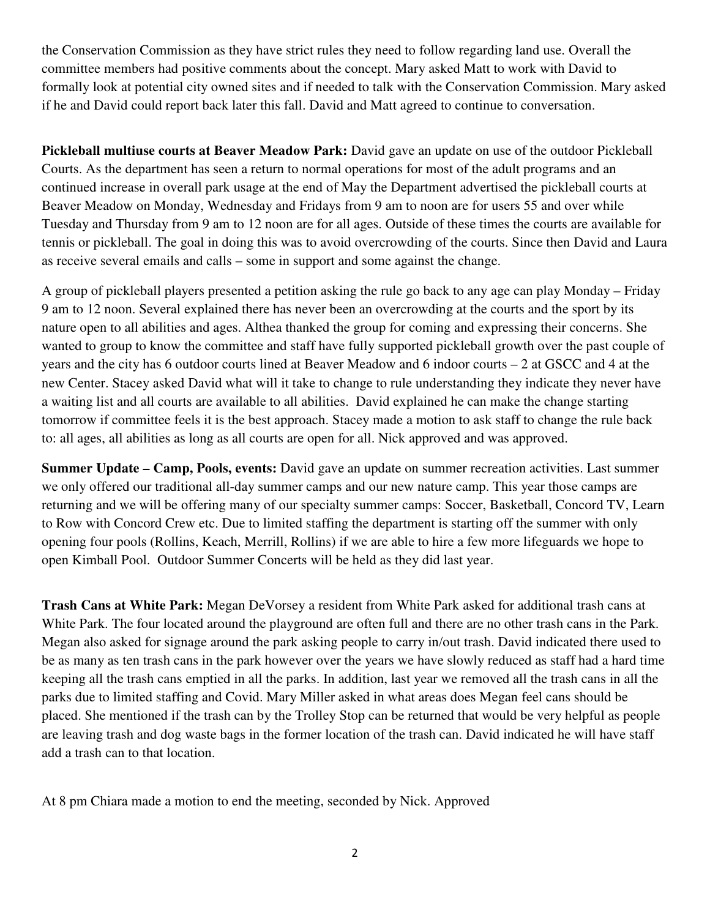the Conservation Commission as they have strict rules they need to follow regarding land use. Overall the committee members had positive comments about the concept. Mary asked Matt to work with David to formally look at potential city owned sites and if needed to talk with the Conservation Commission. Mary asked if he and David could report back later this fall. David and Matt agreed to continue to conversation.

**Pickleball multiuse courts at Beaver Meadow Park:** David gave an update on use of the outdoor Pickleball Courts. As the department has seen a return to normal operations for most of the adult programs and an continued increase in overall park usage at the end of May the Department advertised the pickleball courts at Beaver Meadow on Monday, Wednesday and Fridays from 9 am to noon are for users 55 and over while Tuesday and Thursday from 9 am to 12 noon are for all ages. Outside of these times the courts are available for tennis or pickleball. The goal in doing this was to avoid overcrowding of the courts. Since then David and Laura as receive several emails and calls – some in support and some against the change.

A group of pickleball players presented a petition asking the rule go back to any age can play Monday – Friday 9 am to 12 noon. Several explained there has never been an overcrowding at the courts and the sport by its nature open to all abilities and ages. Althea thanked the group for coming and expressing their concerns. She wanted to group to know the committee and staff have fully supported pickleball growth over the past couple of years and the city has 6 outdoor courts lined at Beaver Meadow and 6 indoor courts – 2 at GSCC and 4 at the new Center. Stacey asked David what will it take to change to rule understanding they indicate they never have a waiting list and all courts are available to all abilities. David explained he can make the change starting tomorrow if committee feels it is the best approach. Stacey made a motion to ask staff to change the rule back to: all ages, all abilities as long as all courts are open for all. Nick approved and was approved.

**Summer Update – Camp, Pools, events:** David gave an update on summer recreation activities. Last summer we only offered our traditional all-day summer camps and our new nature camp. This year those camps are returning and we will be offering many of our specialty summer camps: Soccer, Basketball, Concord TV, Learn to Row with Concord Crew etc. Due to limited staffing the department is starting off the summer with only opening four pools (Rollins, Keach, Merrill, Rollins) if we are able to hire a few more lifeguards we hope to open Kimball Pool. Outdoor Summer Concerts will be held as they did last year.

**Trash Cans at White Park:** Megan DeVorsey a resident from White Park asked for additional trash cans at White Park. The four located around the playground are often full and there are no other trash cans in the Park. Megan also asked for signage around the park asking people to carry in/out trash. David indicated there used to be as many as ten trash cans in the park however over the years we have slowly reduced as staff had a hard time keeping all the trash cans emptied in all the parks. In addition, last year we removed all the trash cans in all the parks due to limited staffing and Covid. Mary Miller asked in what areas does Megan feel cans should be placed. She mentioned if the trash can by the Trolley Stop can be returned that would be very helpful as people are leaving trash and dog waste bags in the former location of the trash can. David indicated he will have staff add a trash can to that location.

At 8 pm Chiara made a motion to end the meeting, seconded by Nick. Approved